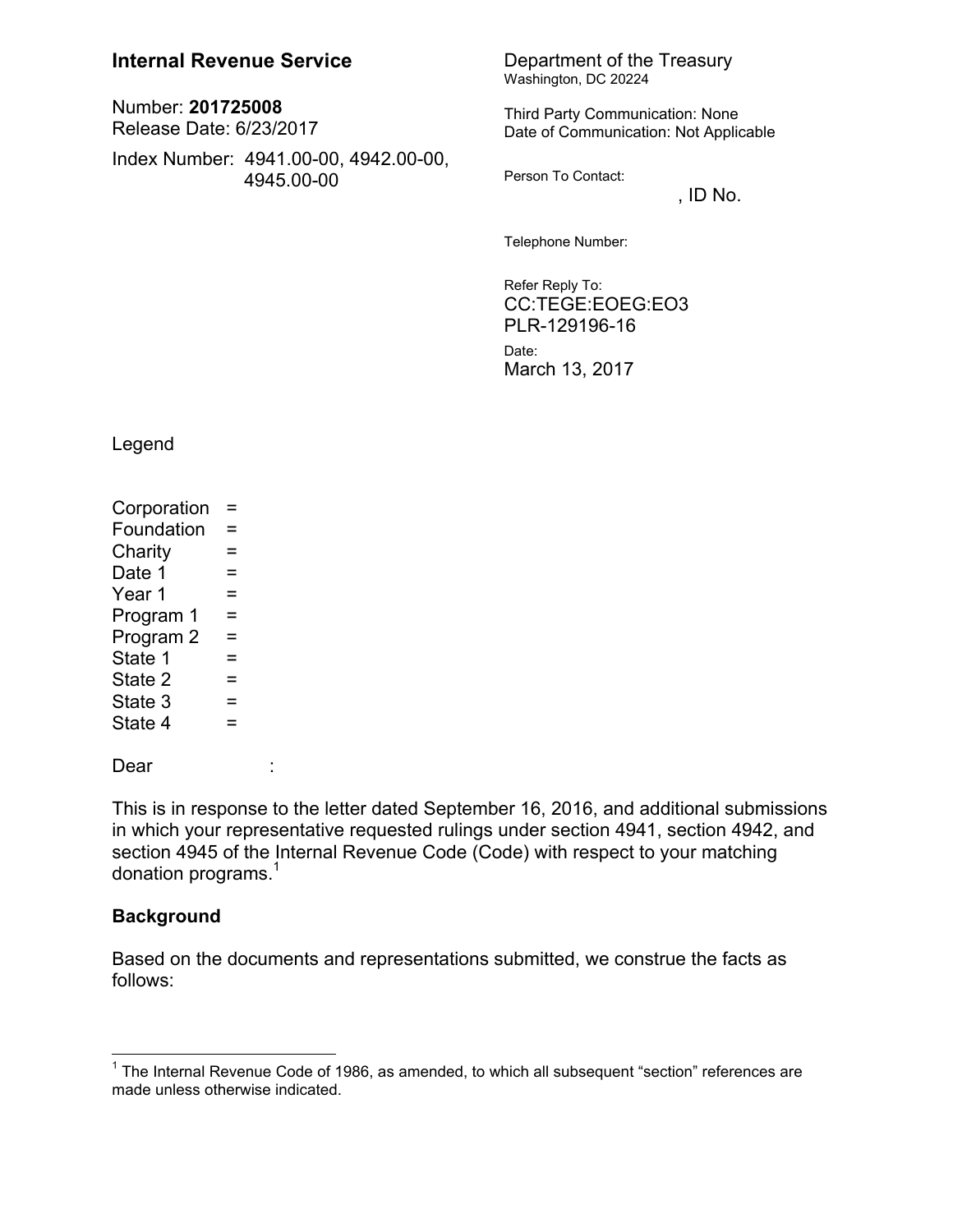**Internal Revenue Service**

Number: **201725008**
Release Date: 6/23/2017

Index Number: 4941.00-00, 4942.00-00, 4945.00-00

Department of the Treasury
Washington, DC 20224

Third Party Communication: None
Date of Communication: Not Applicable

Person To Contact:
, ID No.

Telephone Number:

Refer Reply To:
CC:TEGE:EOEG:EO3
PLR-129196-16

Date:
March 13, 2017

Legend

Corporation =
Foundation =
Charity =
Date 1 =
Year 1 =
Program 1 =
Program 2 =
State 1 =
State 2 =
State 3 =
State 4 =

Dear :

This is in response to the letter dated September 16, 2016, and additional submissions in which your representative requested rulings under section 4941, section 4942, and section 4945 of the Internal Revenue Code (Code) with respect to your matching donation programs.[1]

**Background**

Based on the documents and representations submitted, we construe the facts as follows:

[1] The Internal Revenue Code of 1986, as amended, to which all subsequent "section" references are made unless otherwise indicated.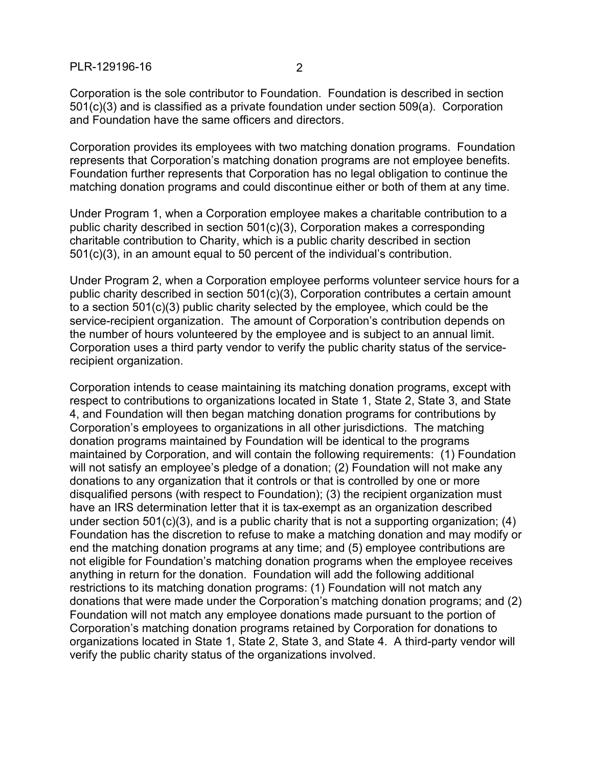Corporation is the sole contributor to Foundation. Foundation is described in section 501(c)(3) and is classified as a private foundation under section 509(a). Corporation and Foundation have the same officers and directors.

Corporation provides its employees with two matching donation programs. Foundation represents that Corporation's matching donation programs are not employee benefits. Foundation further represents that Corporation has no legal obligation to continue the matching donation programs and could discontinue either or both of them at any time.

Under Program 1, when a Corporation employee makes a charitable contribution to a public charity described in section 501(c)(3), Corporation makes a corresponding charitable contribution to Charity, which is a public charity described in section 501(c)(3), in an amount equal to 50 percent of the individual's contribution.

Under Program 2, when a Corporation employee performs volunteer service hours for a public charity described in section 501(c)(3), Corporation contributes a certain amount to a section 501(c)(3) public charity selected by the employee, which could be the service-recipient organization. The amount of Corporation's contribution depends on the number of hours volunteered by the employee and is subject to an annual limit. Corporation uses a third party vendor to verify the public charity status of the service-recipient organization.

Corporation intends to cease maintaining its matching donation programs, except with respect to contributions to organizations located in State 1, State 2, State 3, and State 4, and Foundation will then began matching donation programs for contributions by Corporation's employees to organizations in all other jurisdictions. The matching donation programs maintained by Foundation will be identical to the programs maintained by Corporation, and will contain the following requirements: (1) Foundation will not satisfy an employee's pledge of a donation; (2) Foundation will not make any donations to any organization that it controls or that is controlled by one or more disqualified persons (with respect to Foundation); (3) the recipient organization must have an IRS determination letter that it is tax-exempt as an organization described under section 501(c)(3), and is a public charity that is not a supporting organization; (4) Foundation has the discretion to refuse to make a matching donation and may modify or end the matching donation programs at any time; and (5) employee contributions are not eligible for Foundation's matching donation programs when the employee receives anything in return for the donation. Foundation will add the following additional restrictions to its matching donation programs: (1) Foundation will not match any donations that were made under the Corporation's matching donation programs; and (2) Foundation will not match any employee donations made pursuant to the portion of Corporation's matching donation programs retained by Corporation for donations to organizations located in State 1, State 2, State 3, and State 4. A third-party vendor will verify the public charity status of the organizations involved.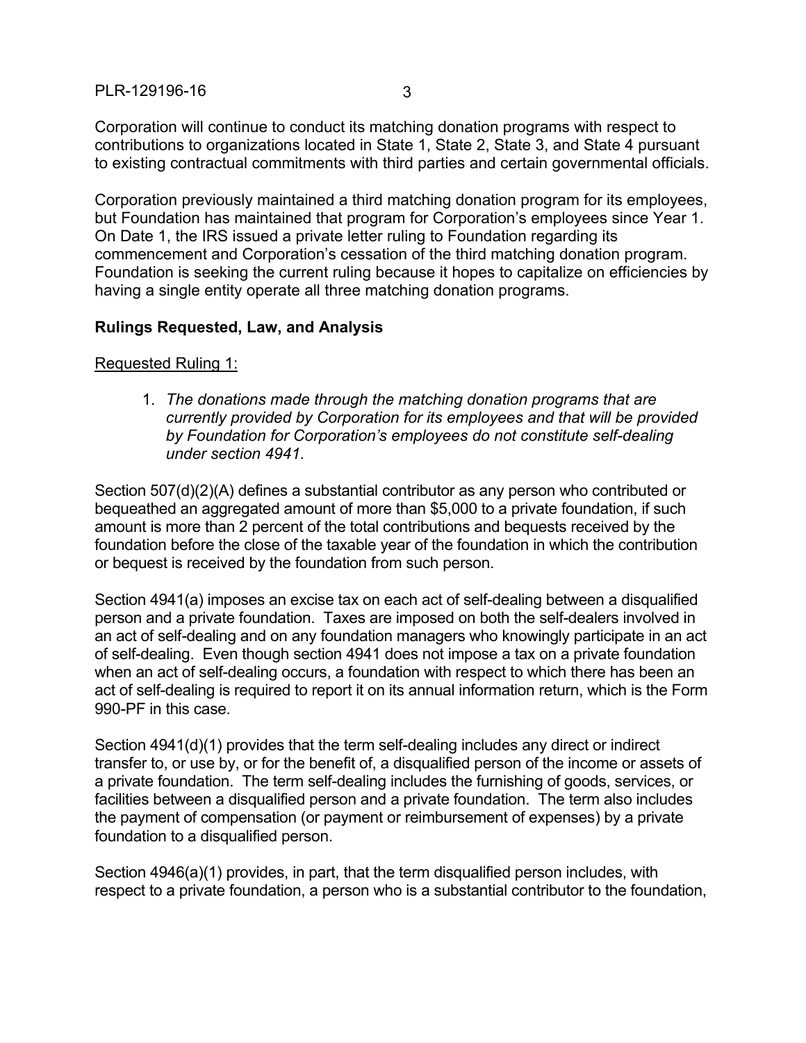Corporation will continue to conduct its matching donation programs with respect to contributions to organizations located in State 1, State 2, State 3, and State 4 pursuant to existing contractual commitments with third parties and certain governmental officials.

Corporation previously maintained a third matching donation program for its employees, but Foundation has maintained that program for Corporation's employees since Year 1. On Date 1, the IRS issued a private letter ruling to Foundation regarding its commencement and Corporation's cessation of the third matching donation program. Foundation is seeking the current ruling because it hopes to capitalize on efficiencies by having a single entity operate all three matching donation programs.

**Rulings Requested, Law, and Analysis**

Requested Ruling 1:

1. *The donations made through the matching donation programs that are currently provided by Corporation for its employees and that will be provided by Foundation for Corporation's employees do not constitute self-dealing under section 4941.*

Section 507(d)(2)(A) defines a substantial contributor as any person who contributed or bequeathed an aggregated amount of more than $5,000 to a private foundation, if such amount is more than 2 percent of the total contributions and bequests received by the foundation before the close of the taxable year of the foundation in which the contribution or bequest is received by the foundation from such person.

Section 4941(a) imposes an excise tax on each act of self-dealing between a disqualified person and a private foundation. Taxes are imposed on both the self-dealers involved in an act of self-dealing and on any foundation managers who knowingly participate in an act of self-dealing. Even though section 4941 does not impose a tax on a private foundation when an act of self-dealing occurs, a foundation with respect to which there has been an act of self-dealing is required to report it on its annual information return, which is the Form 990-PF in this case.

Section 4941(d)(1) provides that the term self-dealing includes any direct or indirect transfer to, or use by, or for the benefit of, a disqualified person of the income or assets of a private foundation. The term self-dealing includes the furnishing of goods, services, or facilities between a disqualified person and a private foundation. The term also includes the payment of compensation (or payment or reimbursement of expenses) by a private foundation to a disqualified person.

Section 4946(a)(1) provides, in part, that the term disqualified person includes, with respect to a private foundation, a person who is a substantial contributor to the foundation,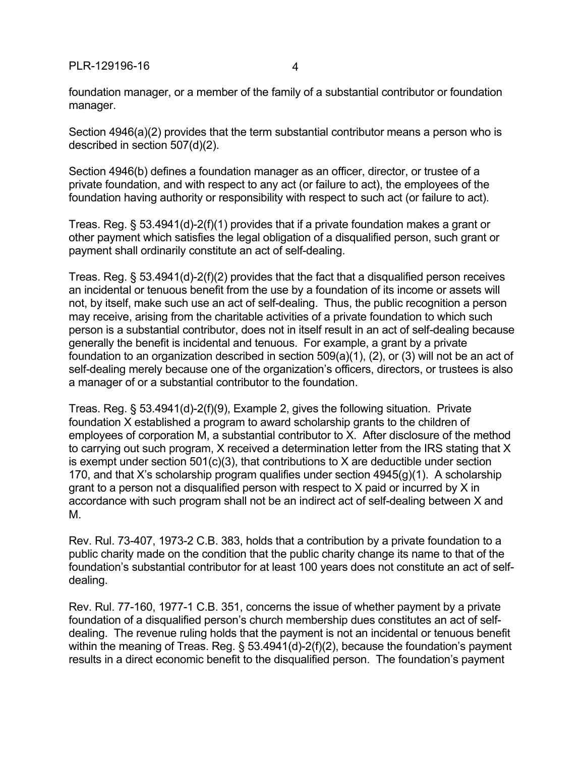foundation manager, or a member of the family of a substantial contributor or foundation manager.

Section 4946(a)(2) provides that the term substantial contributor means a person who is described in section 507(d)(2).

Section 4946(b) defines a foundation manager as an officer, director, or trustee of a private foundation, and with respect to any act (or failure to act), the employees of the foundation having authority or responsibility with respect to such act (or failure to act).

Treas. Reg. § 53.4941(d)-2(f)(1) provides that if a private foundation makes a grant or other payment which satisfies the legal obligation of a disqualified person, such grant or payment shall ordinarily constitute an act of self-dealing.

Treas. Reg. § 53.4941(d)-2(f)(2) provides that the fact that a disqualified person receives an incidental or tenuous benefit from the use by a foundation of its income or assets will not, by itself, make such use an act of self-dealing. Thus, the public recognition a person may receive, arising from the charitable activities of a private foundation to which such person is a substantial contributor, does not in itself result in an act of self-dealing because generally the benefit is incidental and tenuous. For example, a grant by a private foundation to an organization described in section 509(a)(1), (2), or (3) will not be an act of self-dealing merely because one of the organization's officers, directors, or trustees is also a manager of or a substantial contributor to the foundation.

Treas. Reg. § 53.4941(d)-2(f)(9), Example 2, gives the following situation. Private foundation X established a program to award scholarship grants to the children of employees of corporation M, a substantial contributor to X. After disclosure of the method to carrying out such program, X received a determination letter from the IRS stating that X is exempt under section 501(c)(3), that contributions to X are deductible under section 170, and that X's scholarship program qualifies under section 4945(g)(1). A scholarship grant to a person not a disqualified person with respect to X paid or incurred by X in accordance with such program shall not be an indirect act of self-dealing between X and M.

Rev. Rul. 73-407, 1973-2 C.B. 383, holds that a contribution by a private foundation to a public charity made on the condition that the public charity change its name to that of the foundation's substantial contributor for at least 100 years does not constitute an act of self-dealing.

Rev. Rul. 77-160, 1977-1 C.B. 351, concerns the issue of whether payment by a private foundation of a disqualified person's church membership dues constitutes an act of self-dealing. The revenue ruling holds that the payment is not an incidental or tenuous benefit within the meaning of Treas. Reg. § 53.4941(d)-2(f)(2), because the foundation's payment results in a direct economic benefit to the disqualified person. The foundation's payment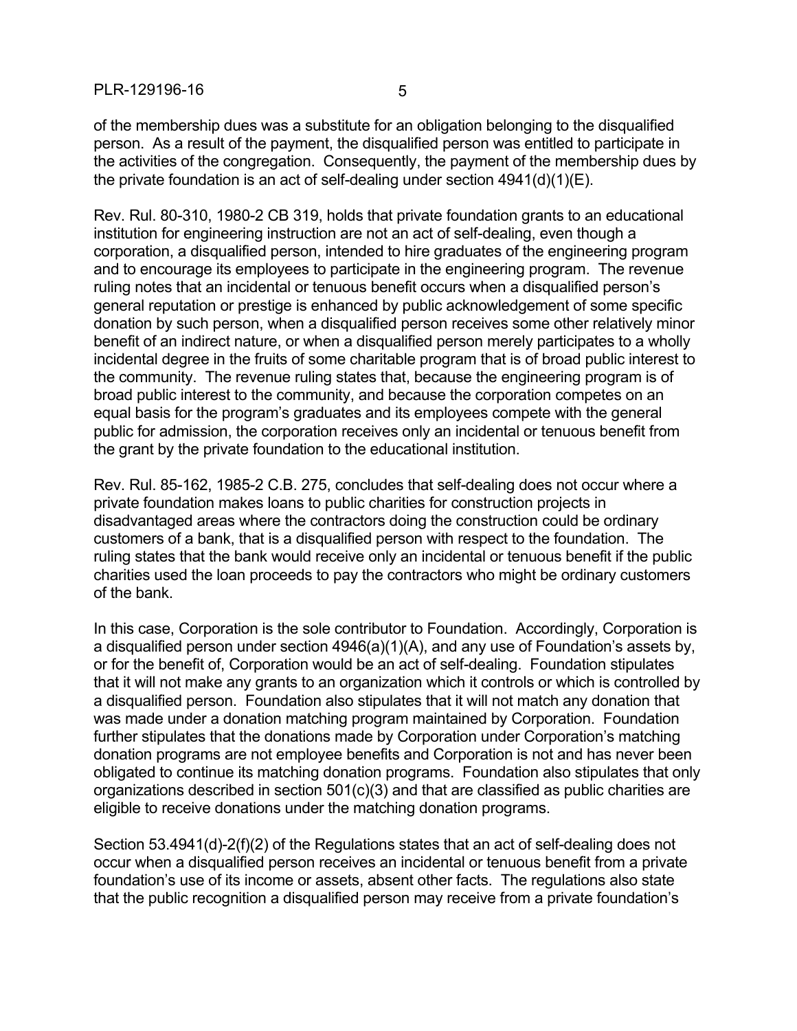of the membership dues was a substitute for an obligation belonging to the disqualified person. As a result of the payment, the disqualified person was entitled to participate in the activities of the congregation. Consequently, the payment of the membership dues by the private foundation is an act of self-dealing under section 4941(d)(1)(E).

Rev. Rul. 80-310, 1980-2 CB 319, holds that private foundation grants to an educational institution for engineering instruction are not an act of self-dealing, even though a corporation, a disqualified person, intended to hire graduates of the engineering program and to encourage its employees to participate in the engineering program. The revenue ruling notes that an incidental or tenuous benefit occurs when a disqualified person's general reputation or prestige is enhanced by public acknowledgement of some specific donation by such person, when a disqualified person receives some other relatively minor benefit of an indirect nature, or when a disqualified person merely participates to a wholly incidental degree in the fruits of some charitable program that is of broad public interest to the community. The revenue ruling states that, because the engineering program is of broad public interest to the community, and because the corporation competes on an equal basis for the program's graduates and its employees compete with the general public for admission, the corporation receives only an incidental or tenuous benefit from the grant by the private foundation to the educational institution.

Rev. Rul. 85-162, 1985-2 C.B. 275, concludes that self-dealing does not occur where a private foundation makes loans to public charities for construction projects in disadvantaged areas where the contractors doing the construction could be ordinary customers of a bank, that is a disqualified person with respect to the foundation. The ruling states that the bank would receive only an incidental or tenuous benefit if the public charities used the loan proceeds to pay the contractors who might be ordinary customers of the bank.

In this case, Corporation is the sole contributor to Foundation. Accordingly, Corporation is a disqualified person under section 4946(a)(1)(A), and any use of Foundation's assets by, or for the benefit of, Corporation would be an act of self-dealing. Foundation stipulates that it will not make any grants to an organization which it controls or which is controlled by a disqualified person. Foundation also stipulates that it will not match any donation that was made under a donation matching program maintained by Corporation. Foundation further stipulates that the donations made by Corporation under Corporation's matching donation programs are not employee benefits and Corporation is not and has never been obligated to continue its matching donation programs. Foundation also stipulates that only organizations described in section 501(c)(3) and that are classified as public charities are eligible to receive donations under the matching donation programs.

Section 53.4941(d)-2(f)(2) of the Regulations states that an act of self-dealing does not occur when a disqualified person receives an incidental or tenuous benefit from a private foundation's use of its income or assets, absent other facts. The regulations also state that the public recognition a disqualified person may receive from a private foundation's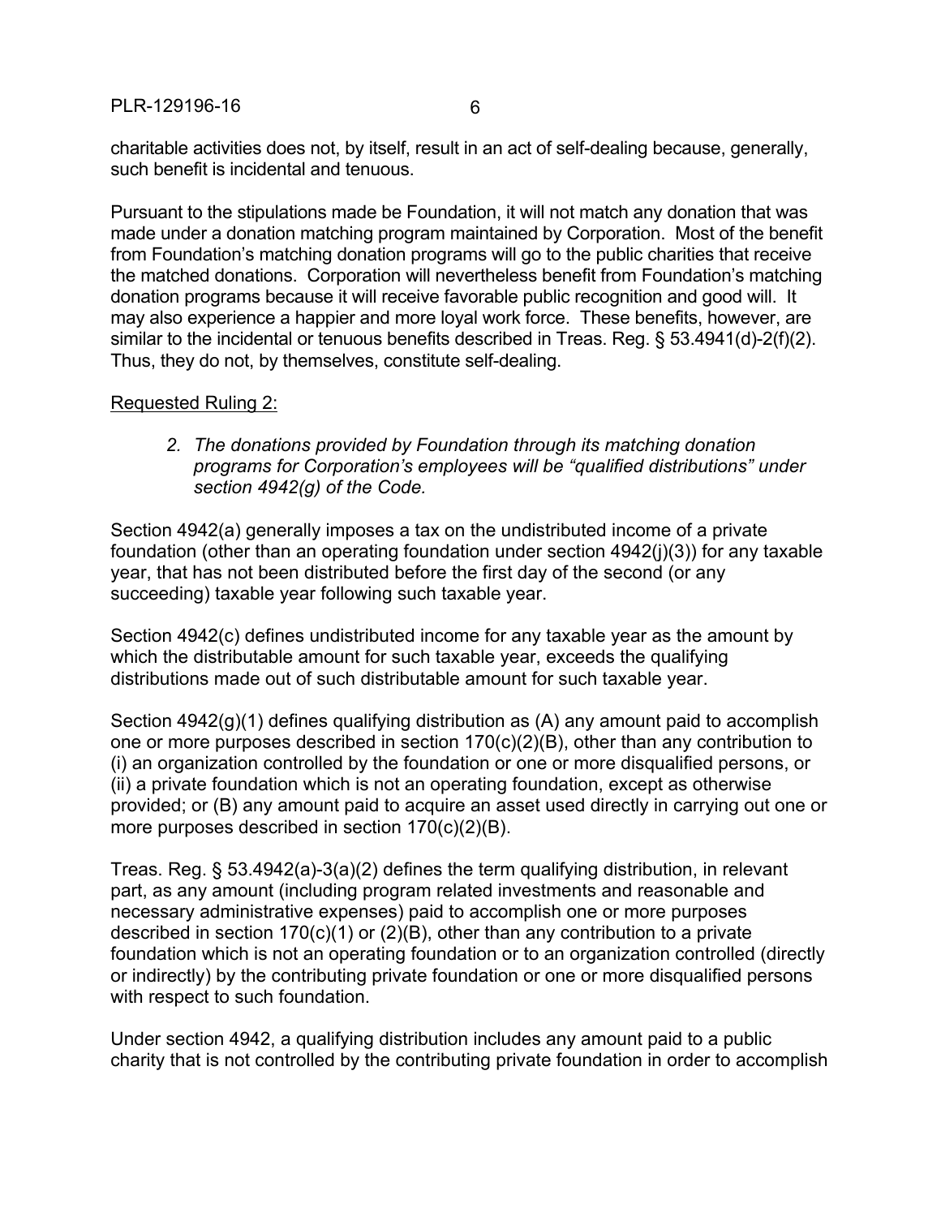charitable activities does not, by itself, result in an act of self-dealing because, generally, such benefit is incidental and tenuous.

Pursuant to the stipulations made be Foundation, it will not match any donation that was made under a donation matching program maintained by Corporation. Most of the benefit from Foundation's matching donation programs will go to the public charities that receive the matched donations. Corporation will nevertheless benefit from Foundation's matching donation programs because it will receive favorable public recognition and good will. It may also experience a happier and more loyal work force. These benefits, however, are similar to the incidental or tenuous benefits described in Treas. Reg. § 53.4941(d)-2(f)(2). Thus, they do not, by themselves, constitute self-dealing.

<u>Requested Ruling 2:</u>

> 2. *The donations provided by Foundation through its matching donation programs for Corporation's employees will be "qualified distributions" under section 4942(g) of the Code.*

Section 4942(a) generally imposes a tax on the undistributed income of a private foundation (other than an operating foundation under section 4942(j)(3)) for any taxable year, that has not been distributed before the first day of the second (or any succeeding) taxable year following such taxable year.

Section 4942(c) defines undistributed income for any taxable year as the amount by which the distributable amount for such taxable year, exceeds the qualifying distributions made out of such distributable amount for such taxable year.

Section 4942(g)(1) defines qualifying distribution as (A) any amount paid to accomplish one or more purposes described in section 170(c)(2)(B), other than any contribution to (i) an organization controlled by the foundation or one or more disqualified persons, or (ii) a private foundation which is not an operating foundation, except as otherwise provided; or (B) any amount paid to acquire an asset used directly in carrying out one or more purposes described in section 170(c)(2)(B).

Treas. Reg. § 53.4942(a)-3(a)(2) defines the term qualifying distribution, in relevant part, as any amount (including program related investments and reasonable and necessary administrative expenses) paid to accomplish one or more purposes described in section 170(c)(1) or (2)(B), other than any contribution to a private foundation which is not an operating foundation or to an organization controlled (directly or indirectly) by the contributing private foundation or one or more disqualified persons with respect to such foundation.

Under section 4942, a qualifying distribution includes any amount paid to a public charity that is not controlled by the contributing private foundation in order to accomplish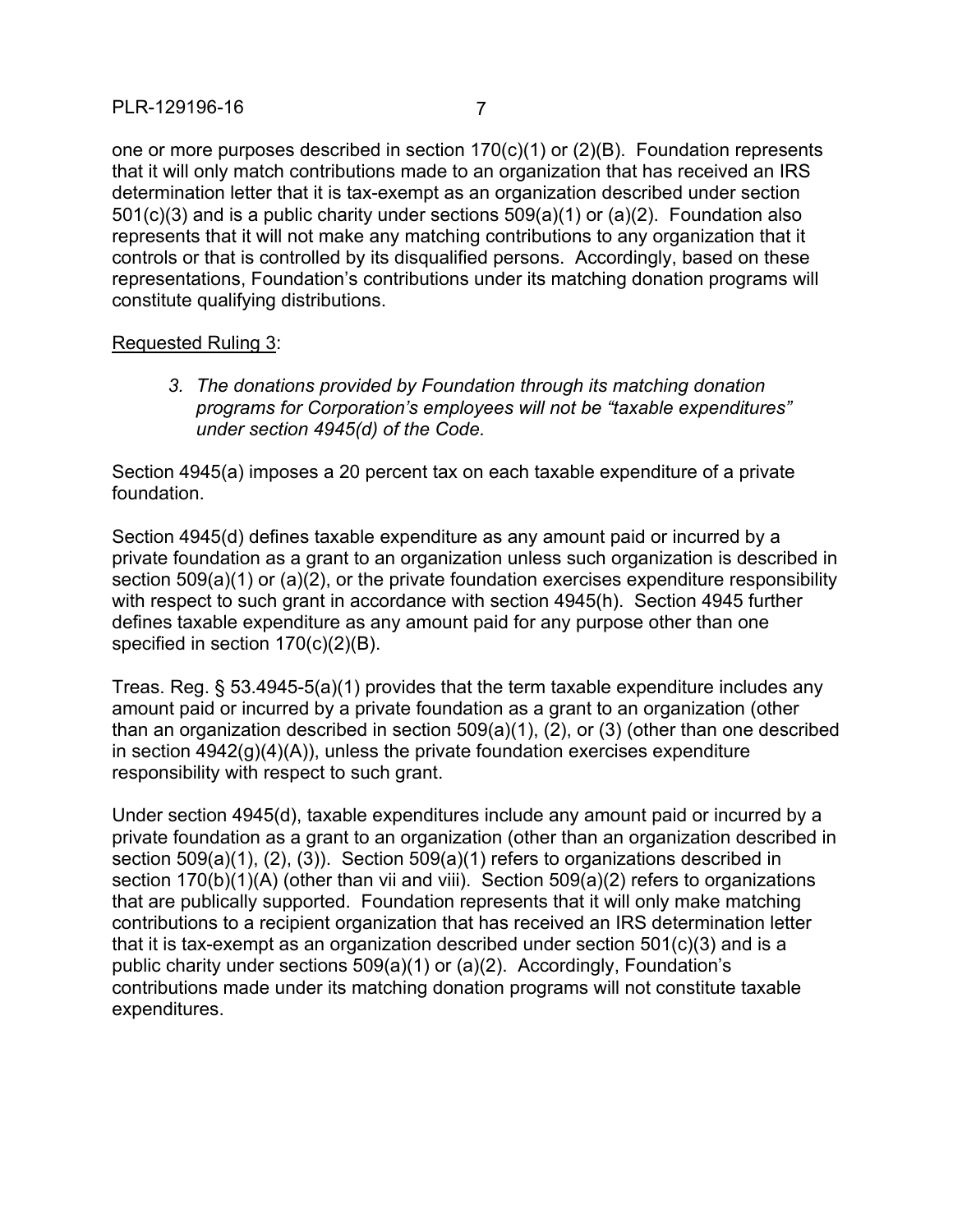one or more purposes described in section 170(c)(1) or (2)(B). Foundation represents that it will only match contributions made to an organization that has received an IRS determination letter that it is tax-exempt as an organization described under section 501(c)(3) and is a public charity under sections 509(a)(1) or (a)(2). Foundation also represents that it will not make any matching contributions to any organization that it controls or that is controlled by its disqualified persons. Accordingly, based on these representations, Foundation's contributions under its matching donation programs will constitute qualifying distributions.

Requested Ruling 3:

> *3. The donations provided by Foundation through its matching donation programs for Corporation's employees will not be "taxable expenditures" under section 4945(d) of the Code.*

Section 4945(a) imposes a 20 percent tax on each taxable expenditure of a private foundation.

Section 4945(d) defines taxable expenditure as any amount paid or incurred by a private foundation as a grant to an organization unless such organization is described in section 509(a)(1) or (a)(2), or the private foundation exercises expenditure responsibility with respect to such grant in accordance with section 4945(h). Section 4945 further defines taxable expenditure as any amount paid for any purpose other than one specified in section 170(c)(2)(B).

Treas. Reg. § 53.4945-5(a)(1) provides that the term taxable expenditure includes any amount paid or incurred by a private foundation as a grant to an organization (other than an organization described in section 509(a)(1), (2), or (3) (other than one described in section 4942(g)(4)(A)), unless the private foundation exercises expenditure responsibility with respect to such grant.

Under section 4945(d), taxable expenditures include any amount paid or incurred by a private foundation as a grant to an organization (other than an organization described in section 509(a)(1), (2), (3)). Section 509(a)(1) refers to organizations described in section 170(b)(1)(A) (other than vii and viii). Section 509(a)(2) refers to organizations that are publically supported. Foundation represents that it will only make matching contributions to a recipient organization that has received an IRS determination letter that it is tax-exempt as an organization described under section 501(c)(3) and is a public charity under sections 509(a)(1) or (a)(2). Accordingly, Foundation's contributions made under its matching donation programs will not constitute taxable expenditures.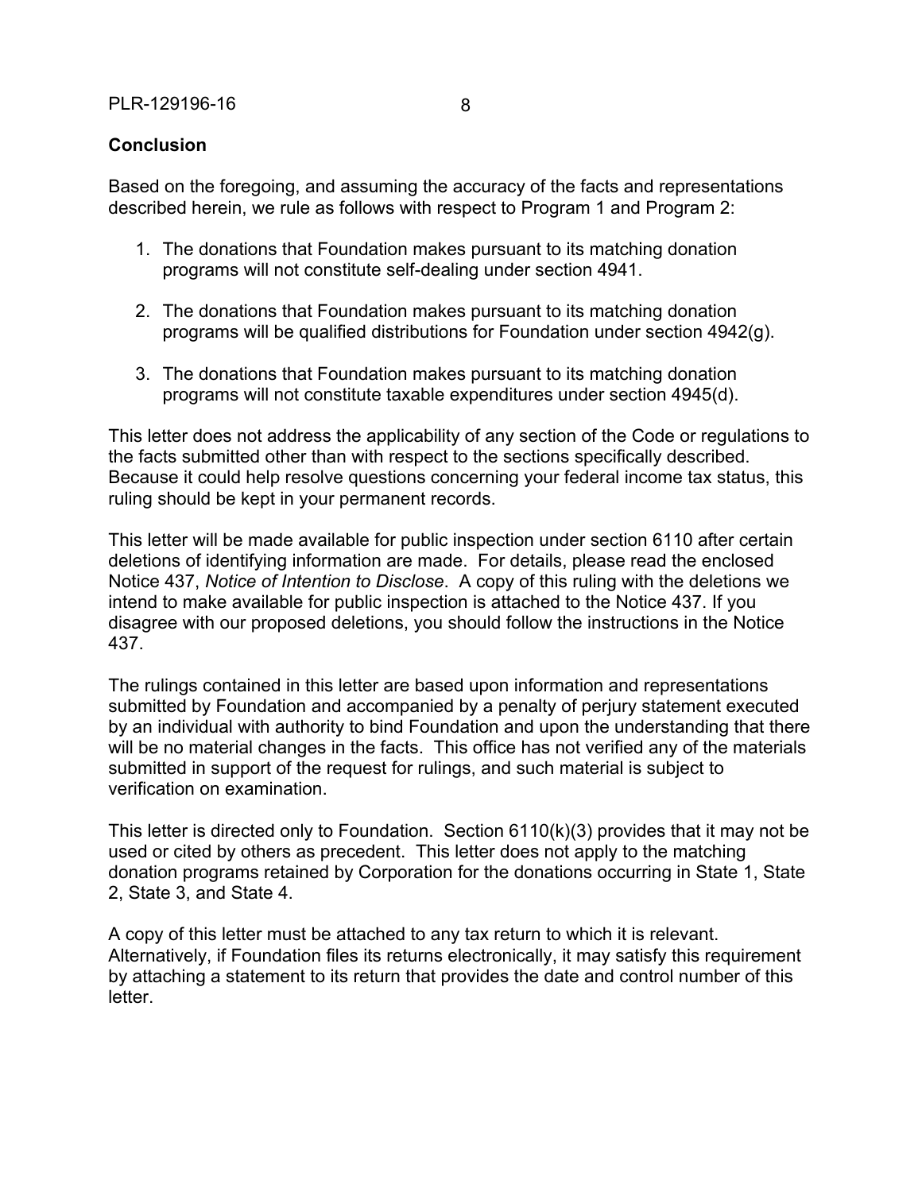**Conclusion**

Based on the foregoing, and assuming the accuracy of the facts and representations described herein, we rule as follows with respect to Program 1 and Program 2:

1. The donations that Foundation makes pursuant to its matching donation programs will not constitute self-dealing under section 4941.

2. The donations that Foundation makes pursuant to its matching donation programs will be qualified distributions for Foundation under section 4942(g).

3. The donations that Foundation makes pursuant to its matching donation programs will not constitute taxable expenditures under section 4945(d).

This letter does not address the applicability of any section of the Code or regulations to the facts submitted other than with respect to the sections specifically described. Because it could help resolve questions concerning your federal income tax status, this ruling should be kept in your permanent records.

This letter will be made available for public inspection under section 6110 after certain deletions of identifying information are made. For details, please read the enclosed Notice 437, *Notice of Intention to Disclose*. A copy of this ruling with the deletions we intend to make available for public inspection is attached to the Notice 437. If you disagree with our proposed deletions, you should follow the instructions in the Notice 437.

The rulings contained in this letter are based upon information and representations submitted by Foundation and accompanied by a penalty of perjury statement executed by an individual with authority to bind Foundation and upon the understanding that there will be no material changes in the facts. This office has not verified any of the materials submitted in support of the request for rulings, and such material is subject to verification on examination.

This letter is directed only to Foundation. Section 6110(k)(3) provides that it may not be used or cited by others as precedent. This letter does not apply to the matching donation programs retained by Corporation for the donations occurring in State 1, State 2, State 3, and State 4.

A copy of this letter must be attached to any tax return to which it is relevant. Alternatively, if Foundation files its returns electronically, it may satisfy this requirement by attaching a statement to its return that provides the date and control number of this letter.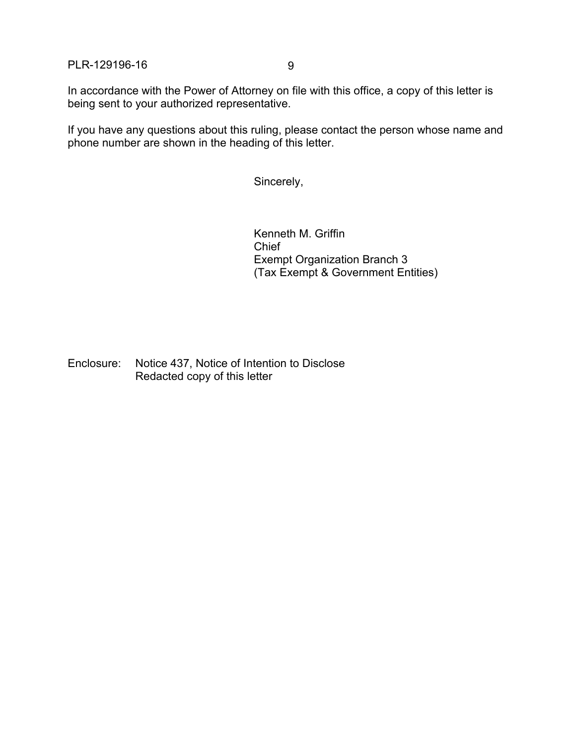In accordance with the Power of Attorney on file with this office, a copy of this letter is being sent to your authorized representative.

If you have any questions about this ruling, please contact the person whose name and phone number are shown in the heading of this letter.

Sincerely,

Kenneth M. Griffin
Chief
Exempt Organization Branch 3
(Tax Exempt & Government Entities)

Enclosure: Notice 437, Notice of Intention to Disclose
Redacted copy of this letter